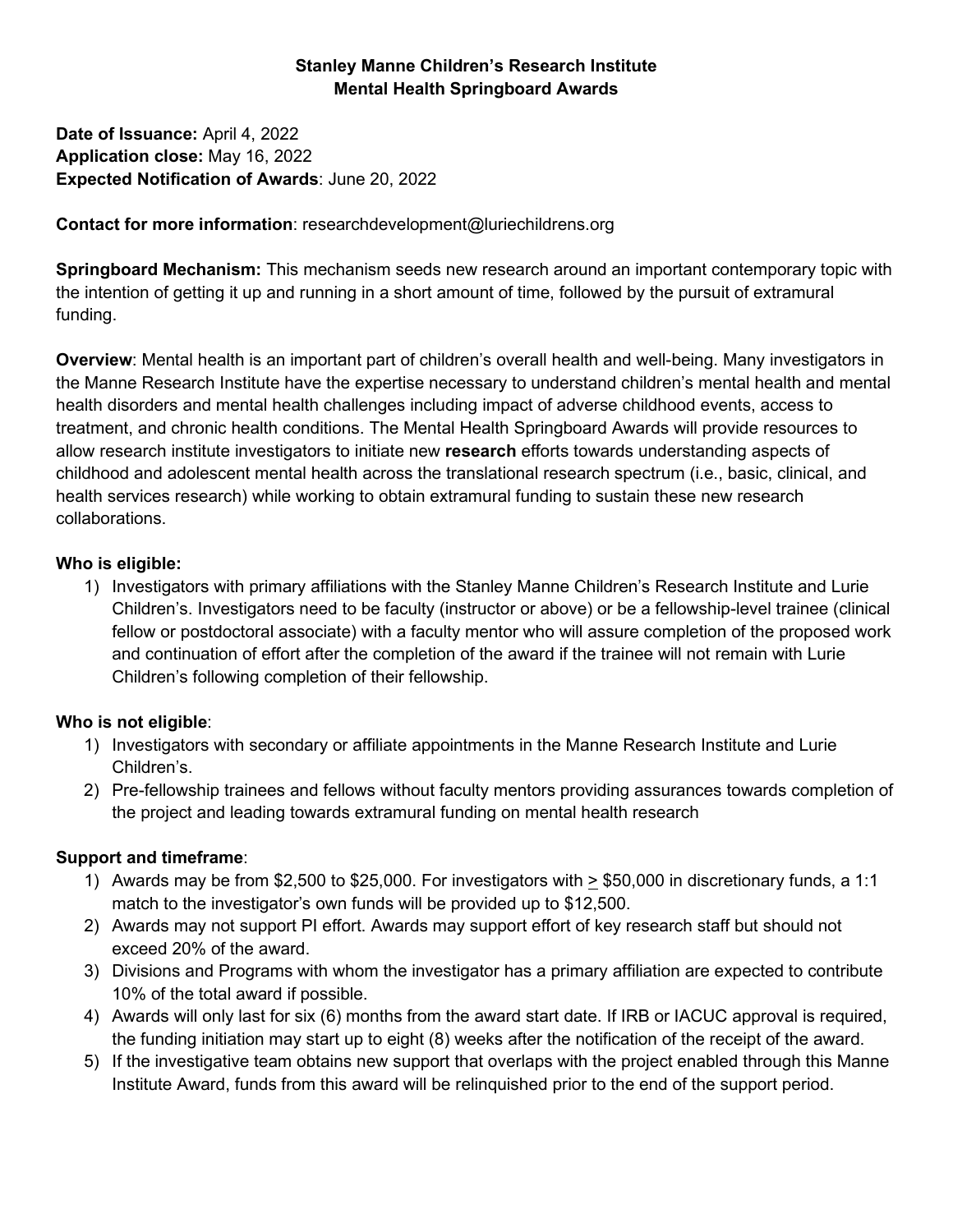**Stanley Manne Children's Research Institute**
**Mental Health Springboard Awards**

**Date of Issuance:** April 4, 2022
**Application close:** May 16, 2022
**Expected Notification of Awards**: June 20, 2022

**Contact for more information**: researchdevelopment@luriechildrens.org

**Springboard Mechanism:** This mechanism seeds new research around an important contemporary topic with the intention of getting it up and running in a short amount of time, followed by the pursuit of extramural funding.

**Overview**: Mental health is an important part of children's overall health and well-being. Many investigators in the Manne Research Institute have the expertise necessary to understand children's mental health and mental health disorders and mental health challenges including impact of adverse childhood events, access to treatment, and chronic health conditions. The Mental Health Springboard Awards will provide resources to allow research institute investigators to initiate new **research** efforts towards understanding aspects of childhood and adolescent mental health across the translational research spectrum (i.e., basic, clinical, and health services research) while working to obtain extramural funding to sustain these new research collaborations.

**Who is eligible:**

1) Investigators with primary affiliations with the Stanley Manne Children's Research Institute and Lurie Children's. Investigators need to be faculty (instructor or above) or be a fellowship-level trainee (clinical fellow or postdoctoral associate) with a faculty mentor who will assure completion of the proposed work and continuation of effort after the completion of the award if the trainee will not remain with Lurie Children's following completion of their fellowship.

**Who is not eligible**:

1) Investigators with secondary or affiliate appointments in the Manne Research Institute and Lurie Children's.
2) Pre-fellowship trainees and fellows without faculty mentors providing assurances towards completion of the project and leading towards extramural funding on mental health research

**Support and timeframe**:

1) Awards may be from \$2,500 to \$25,000. For investigators with ≥ \$50,000 in discretionary funds, a 1:1 match to the investigator's own funds will be provided up to \$12,500.
2) Awards may not support PI effort. Awards may support effort of key research staff but should not exceed 20% of the award.
3) Divisions and Programs with whom the investigator has a primary affiliation are expected to contribute 10% of the total award if possible.
4) Awards will only last for six (6) months from the award start date. If IRB or IACUC approval is required, the funding initiation may start up to eight (8) weeks after the notification of the receipt of the award.
5) If the investigative team obtains new support that overlaps with the project enabled through this Manne Institute Award, funds from this award will be relinquished prior to the end of the support period.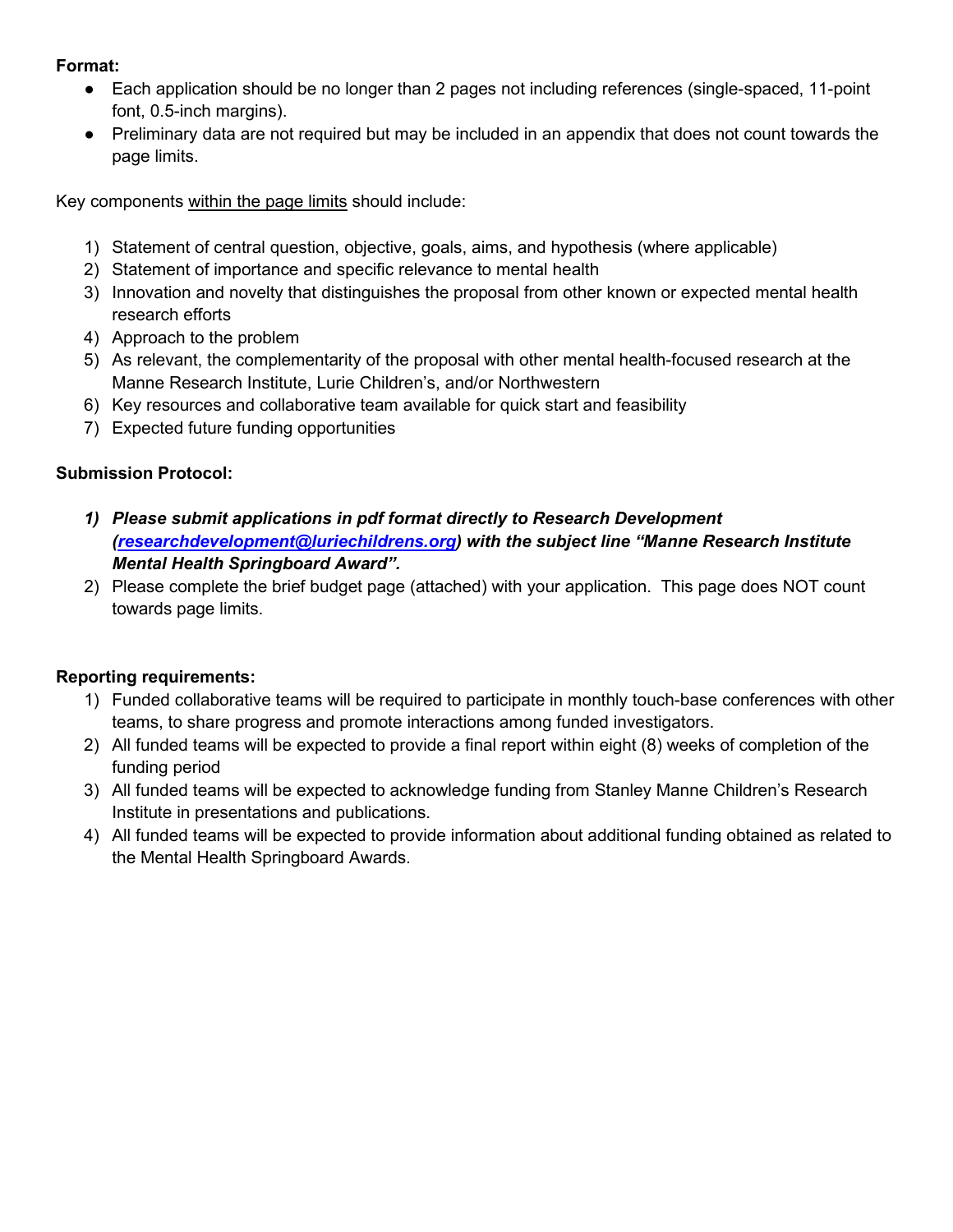**Format:**

- Each application should be no longer than 2 pages not including references (single-spaced, 11-point font, 0.5-inch margins).
- Preliminary data are not required but may be included in an appendix that does not count towards the page limits.

Key components <u>within the page limits</u> should include:

1) Statement of central question, objective, goals, aims, and hypothesis (where applicable)
2) Statement of importance and specific relevance to mental health
3) Innovation and novelty that distinguishes the proposal from other known or expected mental health research efforts
4) Approach to the problem
5) As relevant, the complementarity of the proposal with other mental health-focused research at the Manne Research Institute, Lurie Children's, and/or Northwestern
6) Key resources and collaborative team available for quick start and feasibility
7) Expected future funding opportunities

**Submission Protocol:**

1) ***Please submit applications in pdf format directly to Research Development ([researchdevelopment@luriechildrens.org](mailto:researchdevelopment@luriechildrens.org)) with the subject line "Manne Research Institute Mental Health Springboard Award".***
2) Please complete the brief budget page (attached) with your application. This page does NOT count towards page limits.

**Reporting requirements:**

1) Funded collaborative teams will be required to participate in monthly touch-base conferences with other teams, to share progress and promote interactions among funded investigators.
2) All funded teams will be expected to provide a final report within eight (8) weeks of completion of the funding period
3) All funded teams will be expected to acknowledge funding from Stanley Manne Children's Research Institute in presentations and publications.
4) All funded teams will be expected to provide information about additional funding obtained as related to the Mental Health Springboard Awards.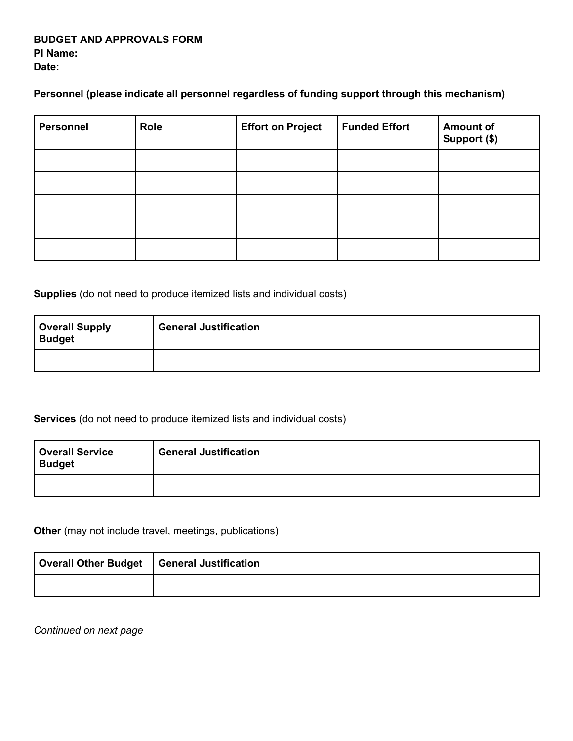**BUDGET AND APPROVALS FORM**
**PI Name:**
**Date:**

**Personnel (please indicate all personnel regardless of funding support through this mechanism)**

| Personnel | Role | Effort on Project | Funded Effort | Amount of Support ($) |
|---|---|---|---|---|
| | | | | |
| | | | | |
| | | | | |
| | | | | |
| | | | | |

**Supplies** (do not need to produce itemized lists and individual costs)

| Overall Supply Budget | General Justification |
|---|---|
| | |

**Services** (do not need to produce itemized lists and individual costs)

| Overall Service Budget | General Justification |
|---|---|
| | |

**Other** (may not include travel, meetings, publications)

| Overall Other Budget | General Justification |
|---|---|
| | |

*Continued on next page*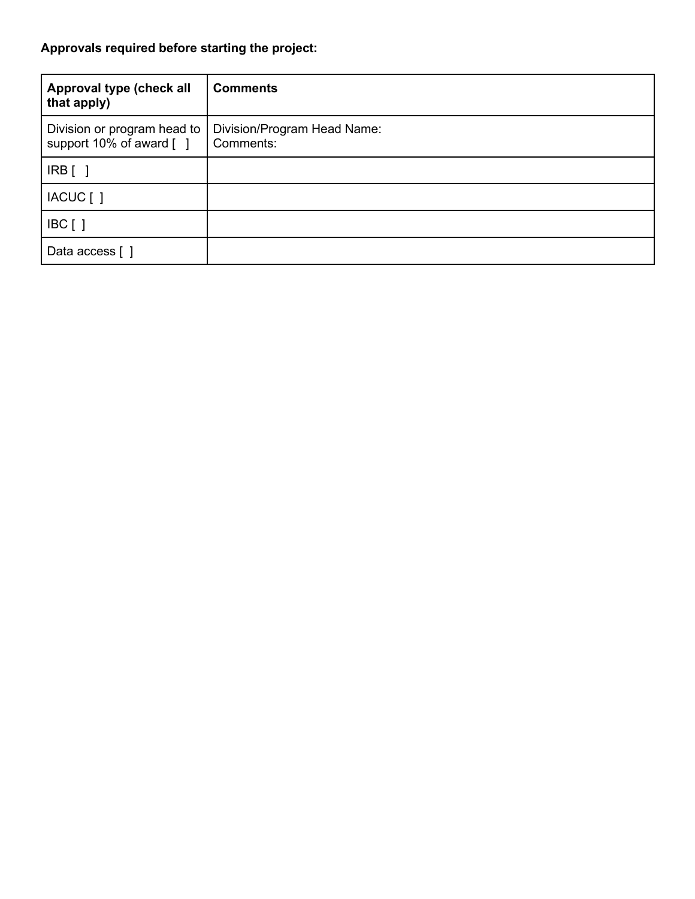**Approvals required before starting the project:**

| **Approval type (check all that apply)** | **Comments** |
|---|---|
| Division or program head to support 10% of award [ ] | Division/Program Head Name:<br>Comments: |
| IRB [ ] | |
| IACUC [ ] | |
| IBC [ ] | |
| Data access [ ] | |